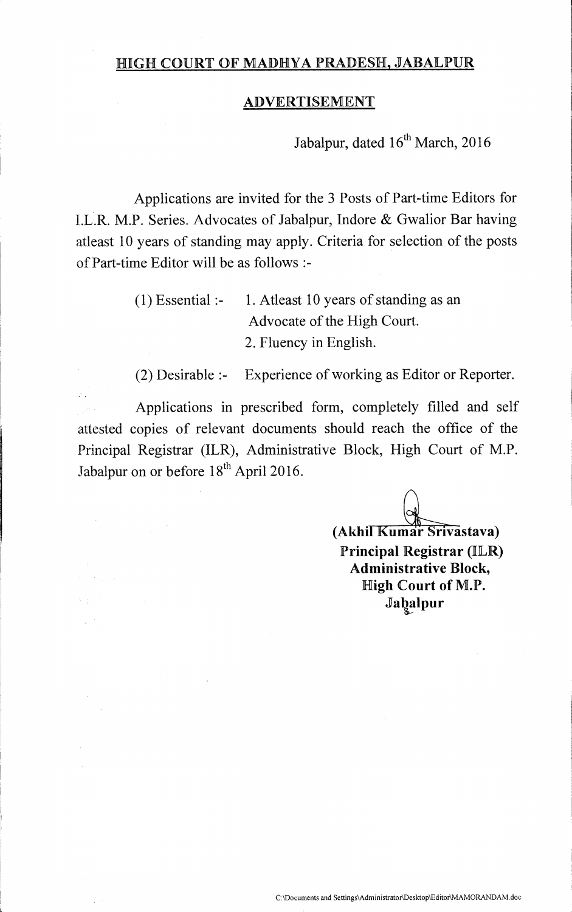## HIGH COURT OF MADHYA PRADESH, JABALPUR

## ADVERTISEMENT

Jabalpur, dated 16th March, 2016

Applications are invited for the 3 Posts of Part-time Editors for I.L.R. M.P. Series. Advocates of Jabalpur, Indore & Gwalior Bar having atleast 10 years of standing may apply. Criteria for selection of the posts of Part-time Editor will be as follows :-

(1) Essential :-
1. Atleast 10 years of standing as an Advocate of the High Court.
2. Fluency in English.

(2) Desirable :- Experience of working as Editor or Reporter.

Applications in prescribed form, completely filled and self attested copies of relevant documents should reach the office of the Principal Registrar (ILR), Administrative Block, High Court of M.P. Jabalpur on or before 18th April 2016.

**(Akhil Kumar Srivastava)**
**Principal Registrar (ILR)**
**Administrative Block,**
**High Court of M.P.**
**Jabalpur**

C:\Documents and Settings\Administrator\Desktop\Editor\MAMORANDAM.doc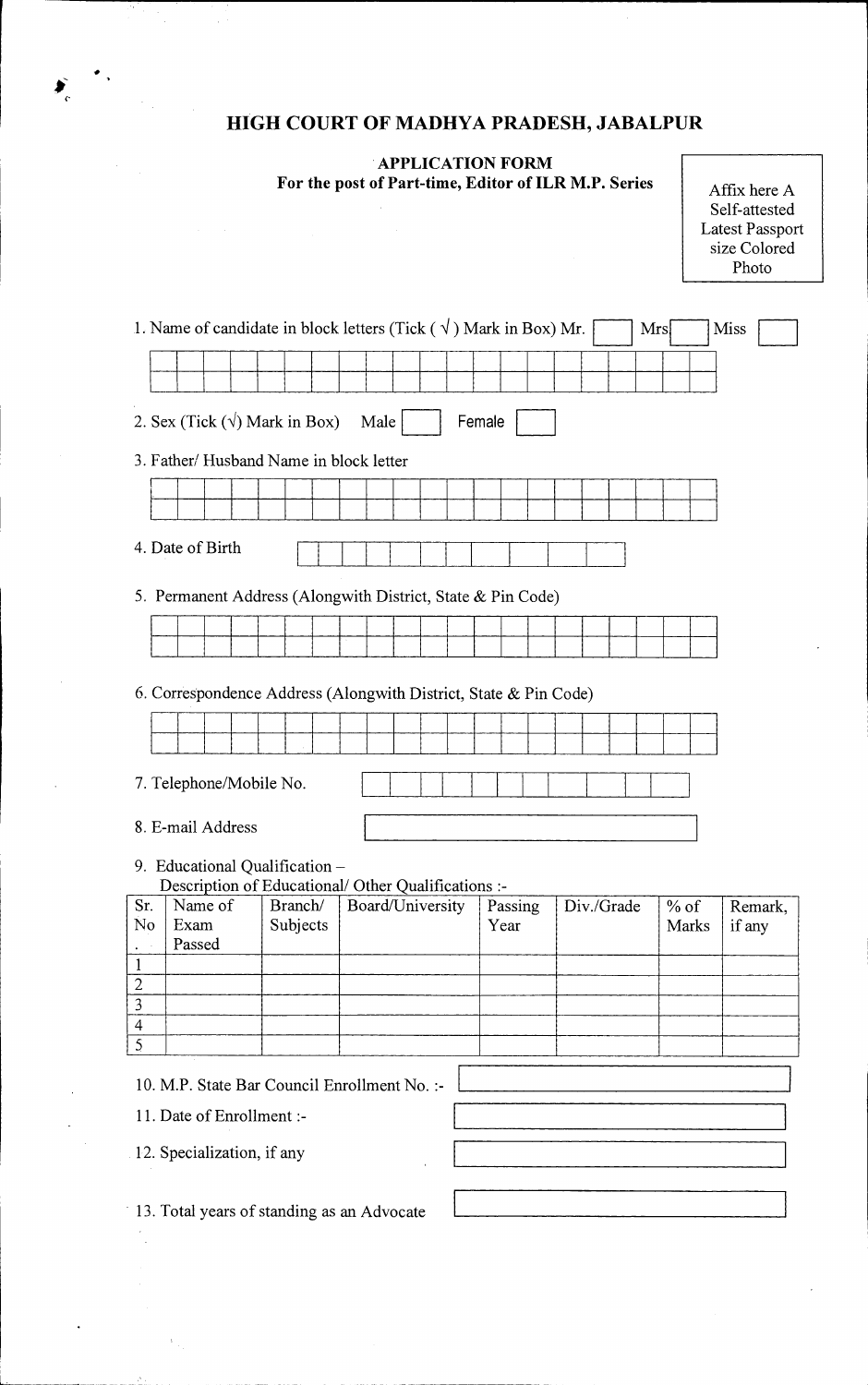# HIGH COURT OF MADHYA PRADESH, JABALPUR

**APPLICATION FORM**
**For the post of Part-time, Editor of ILR M.P. Series**

Affix here A Self-attested Latest Passport size Colored Photo

1. Name of candidate in block letters (Tick ( √ ) Mark in Box) Mr. ☐ Mrs ☐ Miss ☐

2. Sex (Tick (√) Mark in Box) Male ☐ Female ☐

3. Father/ Husband Name in block letter

4. Date of Birth

5. Permanent Address (Alongwith District, State & Pin Code)

6. Correspondence Address (Alongwith District, State & Pin Code)

7. Telephone/Mobile No.

8. E-mail Address

9. Educational Qualification –
   Description of Educational/ Other Qualifications :-

| Sr. No. | Name of Exam Passed | Branch/ Subjects | Board/University | Passing Year | Div./Grade | % of Marks | Remark, if any |
|---|---|---|---|---|---|---|---|
| 1 | | | | | | | |
| 2 | | | | | | | |
| 3 | | | | | | | |
| 4 | | | | | | | |
| 5 | | | | | | | |

10. M.P. State Bar Council Enrollment No. :-

11. Date of Enrollment :-

12. Specialization, if any

13. Total years of standing as an Advocate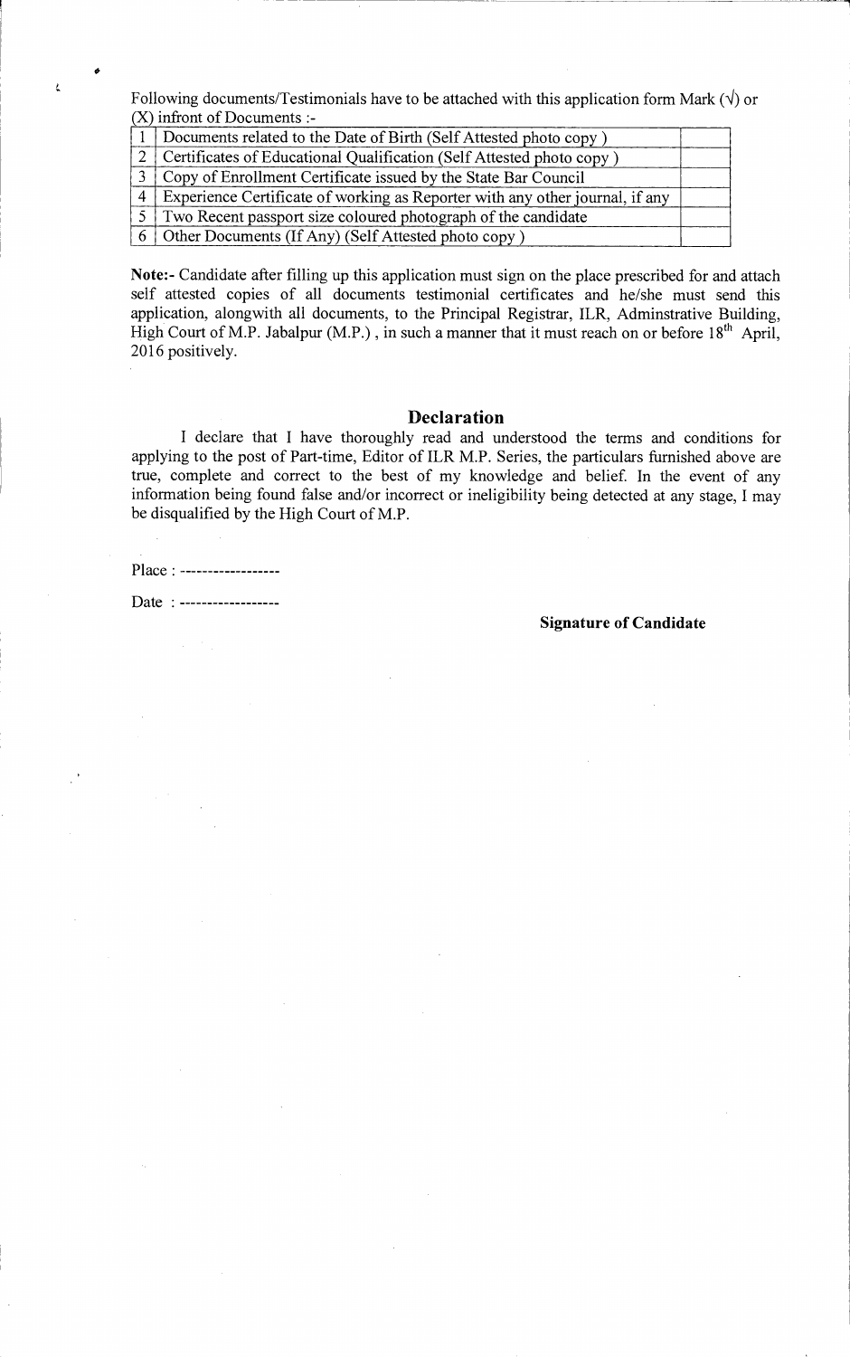Following documents/Testimonials have to be attached with this application form Mark (√) or (X) infront of Documents :-

| | | |
|---|---|---|
| 1 | Documents related to the Date of Birth (Self Attested photo copy ) | |
| 2 | Certificates of Educational Qualification (Self Attested photo copy ) | |
| 3 | Copy of Enrollment Certificate issued by the State Bar Council | |
| 4 | Experience Certificate of working as Reporter with any other journal, if any | |
| 5 | Two Recent passport size coloured photograph of the candidate | |
| 6 | Other Documents (If Any) (Self Attested photo copy ) | |

**Note:-** Candidate after filling up this application must sign on the place prescribed for and attach self attested copies of all documents testimonial certificates and he/she must send this application, alongwith all documents, to the Principal Registrar, ILR, Adminstrative Building, High Court of M.P. Jabalpur (M.P.) , in such a manner that it must reach on or before 18th April, 2016 positively.

## Declaration

I declare that I have thoroughly read and understood the terms and conditions for applying to the post of Part-time, Editor of ILR M.P. Series, the particulars furnished above are true, complete and correct to the best of my knowledge and belief. In the event of any information being found false and/or incorrect or ineligibility being detected at any stage, I may be disqualified by the High Court of M.P.

Place : -----------------

Date : -----------------

**Signature of Candidate**